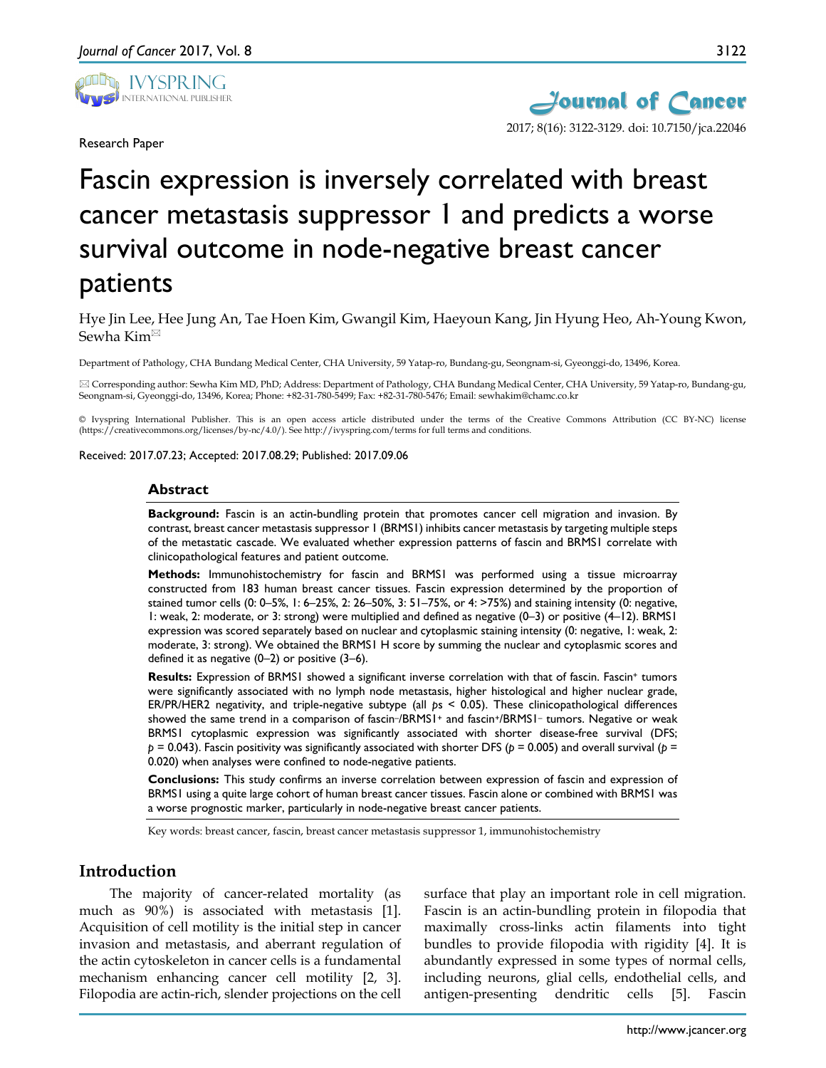Research Paper

# Fascin expression is inversely correlated with breast cancer metastasis suppressor 1 and predicts a worse survival outcome in node-negative breast cancer patients

Hye Jin Lee, Hee Jung An, Tae Hoen Kim, Gwangil Kim, Haeyoun Kang, Jin Hyung Heo, Ah-Young Kwon, Sewha Kim✉

Department of Pathology, CHA Bundang Medical Center, CHA University, 59 Yatap-ro, Bundang-gu, Seongnam-si, Gyeonggi-do, 13496, Korea.

✉ Corresponding author: Sewha Kim MD, PhD; Address: Department of Pathology, CHA Bundang Medical Center, CHA University, 59 Yatap-ro, Bundang-gu, Seongnam-si, Gyeonggi-do, 13496, Korea; Phone: +82-31-780-5499; Fax: +82-31-780-5476; Email: sewhakim@chamc.co.kr

© Ivyspring International Publisher. This is an open access article distributed under the terms of the Creative Commons Attribution (CC BY-NC) license (https://creativecommons.org/licenses/by-nc/4.0/). See http://ivyspring.com/terms for full terms and conditions.

Received: 2017.07.23; Accepted: 2017.08.29; Published: 2017.09.06

## Abstract

**Background:** Fascin is an actin-bundling protein that promotes cancer cell migration and invasion. By contrast, breast cancer metastasis suppressor 1 (BRMS1) inhibits cancer metastasis by targeting multiple steps of the metastatic cascade. We evaluated whether expression patterns of fascin and BRMS1 correlate with clinicopathological features and patient outcome.

**Methods:** Immunohistochemistry for fascin and BRMS1 was performed using a tissue microarray constructed from 183 human breast cancer tissues. Fascin expression determined by the proportion of stained tumor cells (0: 0–5%, 1: 6–25%, 2: 26–50%, 3: 51–75%, or 4: >75%) and staining intensity (0: negative, 1: weak, 2: moderate, or 3: strong) were multiplied and defined as negative (0–3) or positive (4–12). BRMS1 expression was scored separately based on nuclear and cytoplasmic staining intensity (0: negative, 1: weak, 2: moderate, 3: strong). We obtained the BRMS1 H score by summing the nuclear and cytoplasmic scores and defined it as negative (0–2) or positive (3–6).

**Results:** Expression of BRMS1 showed a significant inverse correlation with that of fascin. Fascin$^{+}$ tumors were significantly associated with no lymph node metastasis, higher histological and higher nuclear grade, ER/PR/HER2 negativity, and triple-negative subtype (all $p$s $< 0.05$). These clinicopathological differences showed the same trend in a comparison of fascin$^{-}$/BRMS1$^{+}$ and fascin$^{+}$/BRMS1$^{-}$ tumors. Negative or weak BRMS1 cytoplasmic expression was significantly associated with shorter disease-free survival (DFS; $p = 0.043$). Fascin positivity was significantly associated with shorter DFS ($p = 0.005$) and overall survival ($p = 0.020$) when analyses were confined to node-negative patients.

**Conclusions:** This study confirms an inverse correlation between expression of fascin and expression of BRMS1 using a quite large cohort of human breast cancer tissues. Fascin alone or combined with BRMS1 was a worse prognostic marker, particularly in node-negative breast cancer patients.

Key words: breast cancer, fascin, breast cancer metastasis suppressor 1, immunohistochemistry

## Introduction

The majority of cancer-related mortality (as much as 90%) is associated with metastasis [1]. Acquisition of cell motility is the initial step in cancer invasion and metastasis, and aberrant regulation of the actin cytoskeleton in cancer cells is a fundamental mechanism enhancing cancer cell motility [2, 3]. Filopodia are actin-rich, slender projections on the cell surface that play an important role in cell migration. Fascin is an actin-bundling protein in filopodia that maximally cross-links actin filaments into tight bundles to provide filopodia with rigidity [4]. It is abundantly expressed in some types of normal cells, including neurons, glial cells, endothelial cells, and antigen-presenting dendritic cells [5]. Fascin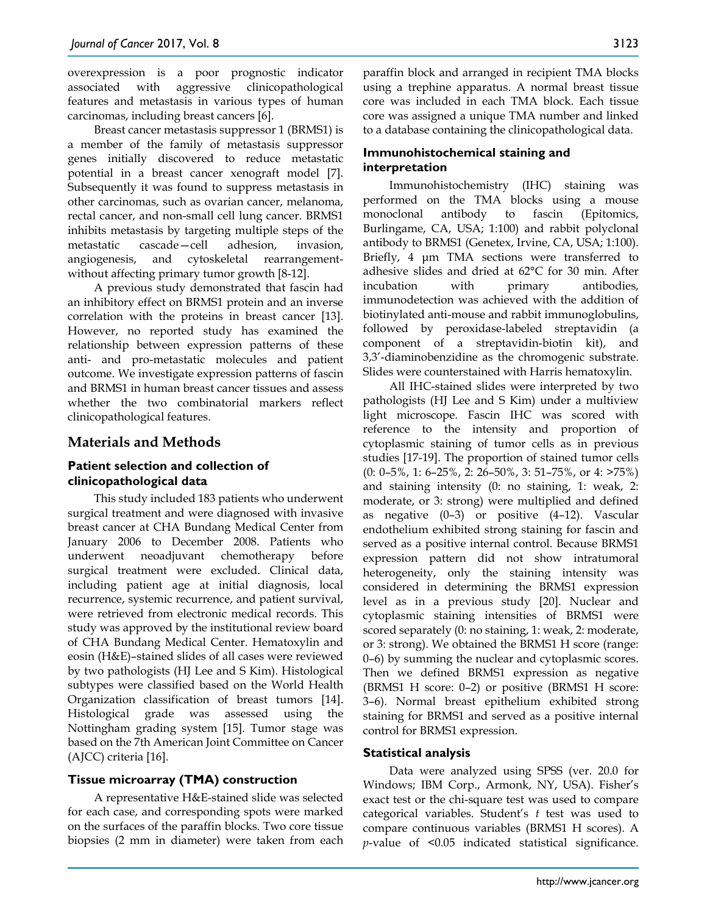overexpression is a poor prognostic indicator associated with aggressive clinicopathological features and metastasis in various types of human carcinomas, including breast cancers [6].

Breast cancer metastasis suppressor 1 (BRMS1) is a member of the family of metastasis suppressor genes initially discovered to reduce metastatic potential in a breast cancer xenograft model [7]. Subsequently it was found to suppress metastasis in other carcinomas, such as ovarian cancer, melanoma, rectal cancer, and non-small cell lung cancer. BRMS1 inhibits metastasis by targeting multiple steps of the metastatic cascade—cell adhesion, invasion, angiogenesis, and cytoskeletal rearrangement-without affecting primary tumor growth [8-12].

A previous study demonstrated that fascin had an inhibitory effect on BRMS1 protein and an inverse correlation with the proteins in breast cancer [13]. However, no reported study has examined the relationship between expression patterns of these anti- and pro-metastatic molecules and patient outcome. We investigate expression patterns of fascin and BRMS1 in human breast cancer tissues and assess whether the two combinatorial markers reflect clinicopathological features.

## Materials and Methods

### Patient selection and collection of clinicopathological data

This study included 183 patients who underwent surgical treatment and were diagnosed with invasive breast cancer at CHA Bundang Medical Center from January 2006 to December 2008. Patients who underwent neoadjuvant chemotherapy before surgical treatment were excluded. Clinical data, including patient age at initial diagnosis, local recurrence, systemic recurrence, and patient survival, were retrieved from electronic medical records. This study was approved by the institutional review board of CHA Bundang Medical Center. Hematoxylin and eosin (H&E)–stained slides of all cases were reviewed by two pathologists (HJ Lee and S Kim). Histological subtypes were classified based on the World Health Organization classification of breast tumors [14]. Histological grade was assessed using the Nottingham grading system [15]. Tumor stage was based on the 7th American Joint Committee on Cancer (AJCC) criteria [16].

### Tissue microarray (TMA) construction

A representative H&E-stained slide was selected for each case, and corresponding spots were marked on the surfaces of the paraffin blocks. Two core tissue biopsies (2 mm in diameter) were taken from each paraffin block and arranged in recipient TMA blocks using a trephine apparatus. A normal breast tissue core was included in each TMA block. Each tissue core was assigned a unique TMA number and linked to a database containing the clinicopathological data.

### Immunohistochemical staining and interpretation

Immunohistochemistry (IHC) staining was performed on the TMA blocks using a mouse monoclonal antibody to fascin (Epitomics, Burlingame, CA, USA; 1:100) and rabbit polyclonal antibody to BRMS1 (Genetex, Irvine, CA, USA; 1:100). Briefly, 4 μm TMA sections were transferred to adhesive slides and dried at 62°C for 30 min. After incubation with primary antibodies, immunodetection was achieved with the addition of biotinylated anti-mouse and rabbit immunoglobulins, followed by peroxidase-labeled streptavidin (a component of a streptavidin-biotin kit), and 3,3′-diaminobenzidine as the chromogenic substrate. Slides were counterstained with Harris hematoxylin.

All IHC-stained slides were interpreted by two pathologists (HJ Lee and S Kim) under a multiview light microscope. Fascin IHC was scored with reference to the intensity and proportion of cytoplasmic staining of tumor cells as in previous studies [17-19]. The proportion of stained tumor cells (0: 0–5%, 1: 6–25%, 2: 26–50%, 3: 51–75%, or 4: >75%) and staining intensity (0: no staining, 1: weak, 2: moderate, or 3: strong) were multiplied and defined as negative (0–3) or positive (4–12). Vascular endothelium exhibited strong staining for fascin and served as a positive internal control. Because BRMS1 expression pattern did not show intratumoral heterogeneity, only the staining intensity was considered in determining the BRMS1 expression level as in a previous study [20]. Nuclear and cytoplasmic staining intensities of BRMS1 were scored separately (0: no staining, 1: weak, 2: moderate, or 3: strong). We obtained the BRMS1 H score (range: 0–6) by summing the nuclear and cytoplasmic scores. Then we defined BRMS1 expression as negative (BRMS1 H score: 0–2) or positive (BRMS1 H score: 3–6). Normal breast epithelium exhibited strong staining for BRMS1 and served as a positive internal control for BRMS1 expression.

### Statistical analysis

Data were analyzed using SPSS (ver. 20.0 for Windows; IBM Corp., Armonk, NY, USA). Fisher's exact test or the chi-square test was used to compare categorical variables. Student's *t* test was used to compare continuous variables (BRMS1 H scores). A *p*-value of <0.05 indicated statistical significance.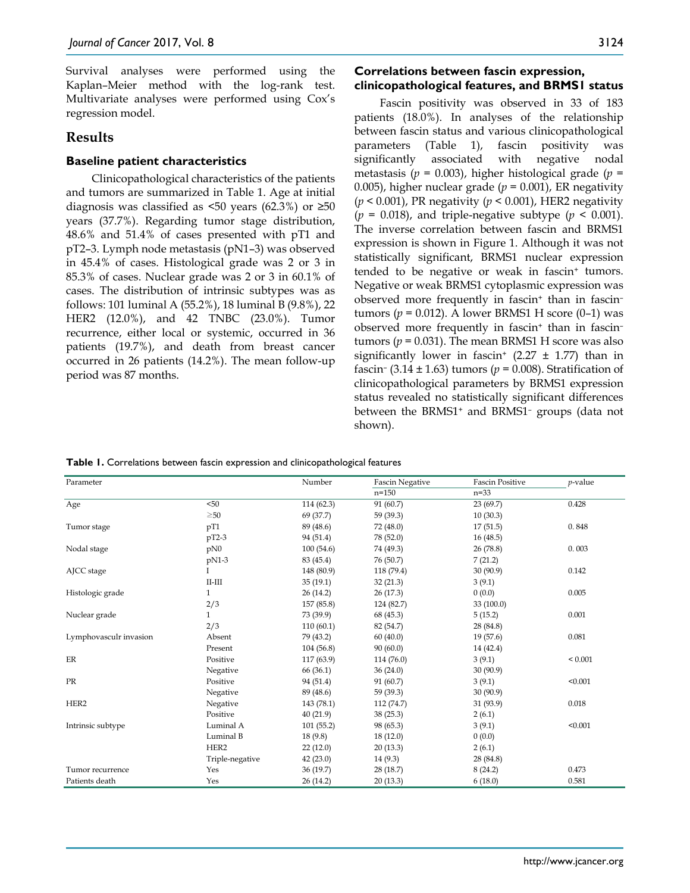Survival analyses were performed using the Kaplan–Meier method with the log-rank test. Multivariate analyses were performed using Cox's regression model.

## Results

### Baseline patient characteristics

Clinicopathological characteristics of the patients and tumors are summarized in Table 1. Age at initial diagnosis was classified as <50 years (62.3%) or ≥50 years (37.7%). Regarding tumor stage distribution, 48.6% and 51.4% of cases presented with pT1 and pT2–3. Lymph node metastasis (pN1–3) was observed in 45.4% of cases. Histological grade was 2 or 3 in 85.3% of cases. Nuclear grade was 2 or 3 in 60.1% of cases. The distribution of intrinsic subtypes was as follows: 101 luminal A (55.2%), 18 luminal B (9.8%), 22 HER2 (12.0%), and 42 TNBC (23.0%). Tumor recurrence, either local or systemic, occurred in 36 patients (19.7%), and death from breast cancer occurred in 26 patients (14.2%). The mean follow-up period was 87 months.

### Correlations between fascin expression, clinicopathological features, and BRMS1 status

Fascin positivity was observed in 33 of 183 patients (18.0%). In analyses of the relationship between fascin status and various clinicopathological parameters (Table 1), fascin positivity was significantly associated with negative nodal metastasis ($p$ = 0.003), higher histological grade ($p$ = 0.005), higher nuclear grade ($p$ = 0.001), ER negativity ($p$ < 0.001), PR negativity ($p$ < 0.001), HER2 negativity ($p$ = 0.018), and triple-negative subtype ($p$ < 0.001). The inverse correlation between fascin and BRMS1 expression is shown in Figure 1. Although it was not statistically significant, BRMS1 nuclear expression tended to be negative or weak in fascin$^+$ tumors. Negative or weak BRMS1 cytoplasmic expression was observed more frequently in fascin$^+$ than in fascin$^-$ tumors ($p$ = 0.012). A lower BRMS1 H score (0–1) was observed more frequently in fascin$^+$ than in fascin$^-$ tumors ($p$ = 0.031). The mean BRMS1 H score was also significantly lower in fascin$^+$ (2.27 ± 1.77) than in fascin$^-$ (3.14 ± 1.63) tumors ($p$ = 0.008). Stratification of clinicopathological parameters by BRMS1 expression status revealed no statistically significant differences between the BRMS1$^+$ and BRMS1$^-$ groups (data not shown).

**Table 1.** Correlations between fascin expression and clinicopathological features

| Parameter | | Number | Fascin Negative | Fascin Positive | $p$-value |
|---|---|---|---|---|---|
| | | | n=150 | n=33 | |
| Age | <50 | 114 (62.3) | 91 (60.7) | 23 (69.7) | 0.428 |
| | ≥50 | 69 (37.7) | 59 (39.3) | 10 (30.3) | |
| Tumor stage | pT1 | 89 (48.6) | 72 (48.0) | 17 (51.5) | 0. 848 |
| | pT2-3 | 94 (51.4) | 78 (52.0) | 16 (48.5) | |
| Nodal stage | pN0 | 100 (54.6) | 74 (49.3) | 26 (78.8) | 0. 003 |
| | pN1-3 | 83 (45.4) | 76 (50.7) | 7 (21.2) | |
| AJCC stage | I | 148 (80.9) | 118 (79.4) | 30 (90.9) | 0.142 |
| | II-III | 35 (19.1) | 32 (21.3) | 3 (9.1) | |
| Histologic grade | 1 | 26 (14.2) | 26 (17.3) | 0 (0.0) | 0.005 |
| | 2/3 | 157 (85.8) | 124 (82.7) | 33 (100.0) | |
| Nuclear grade | 1 | 73 (39.9) | 68 (45.3) | 5 (15.2) | 0.001 |
| | 2/3 | 110 (60.1) | 82 (54.7) | 28 (84.8) | |
| Lymphovasculr invasion | Absent | 79 (43.2) | 60 (40.0) | 19 (57.6) | 0.081 |
| | Present | 104 (56.8) | 90 (60.0) | 14 (42.4) | |
| ER | Positive | 117 (63.9) | 114 (76.0) | 3 (9.1) | < 0.001 |
| | Negative | 66 (36.1) | 36 (24.0) | 30 (90.9) | |
| PR | Positive | 94 (51.4) | 91 (60.7) | 3 (9.1) | <0.001 |
| | Negative | 89 (48.6) | 59 (39.3) | 30 (90.9) | |
| HER2 | Negative | 143 (78.1) | 112 (74.7) | 31 (93.9) | 0.018 |
| | Positive | 40 (21.9) | 38 (25.3) | 2 (6.1) | |
| Intrinsic subtype | Luminal A | 101 (55.2) | 98 (65.3) | 3 (9.1) | <0.001 |
| | Luminal B | 18 (9.8) | 18 (12.0) | 0 (0.0) | |
| | HER2 | 22 (12.0) | 20 (13.3) | 2 (6.1) | |
| | Triple-negative | 42 (23.0) | 14 (9.3) | 28 (84.8) | |
| Tumor recurrence | Yes | 36 (19.7) | 28 (18.7) | 8 (24.2) | 0.473 |
| Patients death | Yes | 26 (14.2) | 20 (13.3) | 6 (18.0) | 0.581 |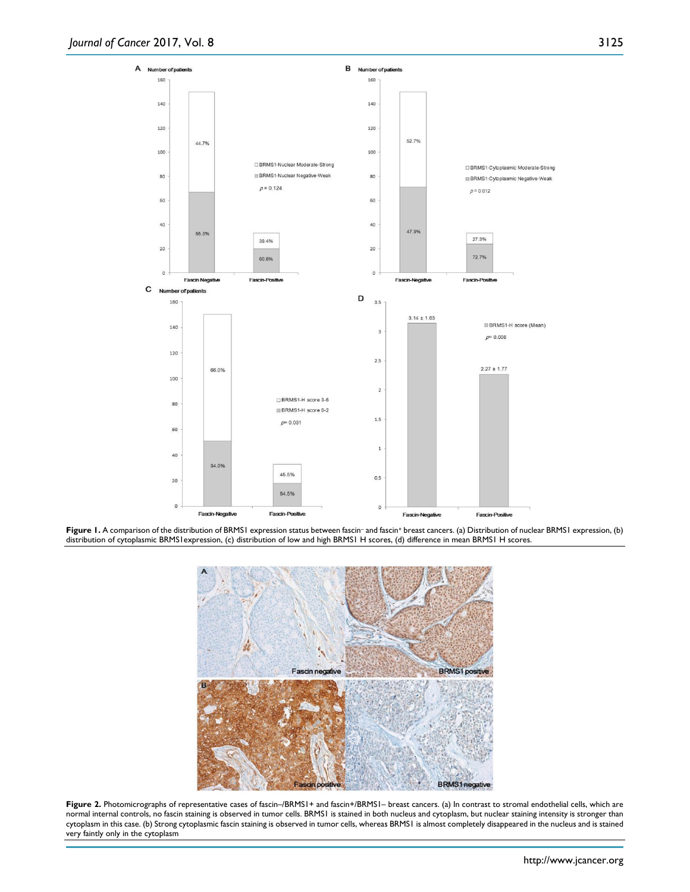**Figure 1.** A comparison of the distribution of BRMS1 expression status between fascin⁻ and fascin⁺ breast cancers. (a) Distribution of nuclear BRMS1 expression, (b) distribution of cytoplasmic BRMS1expression, (c) distribution of low and high BRMS1 H scores, (d) difference in mean BRMS1 H scores.

**Figure 2.** Photomicrographs of representative cases of fascin–/BRMS1+ and fascin+/BRMS1– breast cancers. (a) In contrast to stromal endothelial cells, which are normal internal controls, no fascin staining is observed in tumor cells. BRMS1 is stained in both nucleus and cytoplasm, but nuclear staining intensity is stronger than cytoplasm in this case. (b) Strong cytoplasmic fascin staining is observed in tumor cells, whereas BRMS1 is almost completely disappeared in the nucleus and is stained very faintly only in the cytoplasm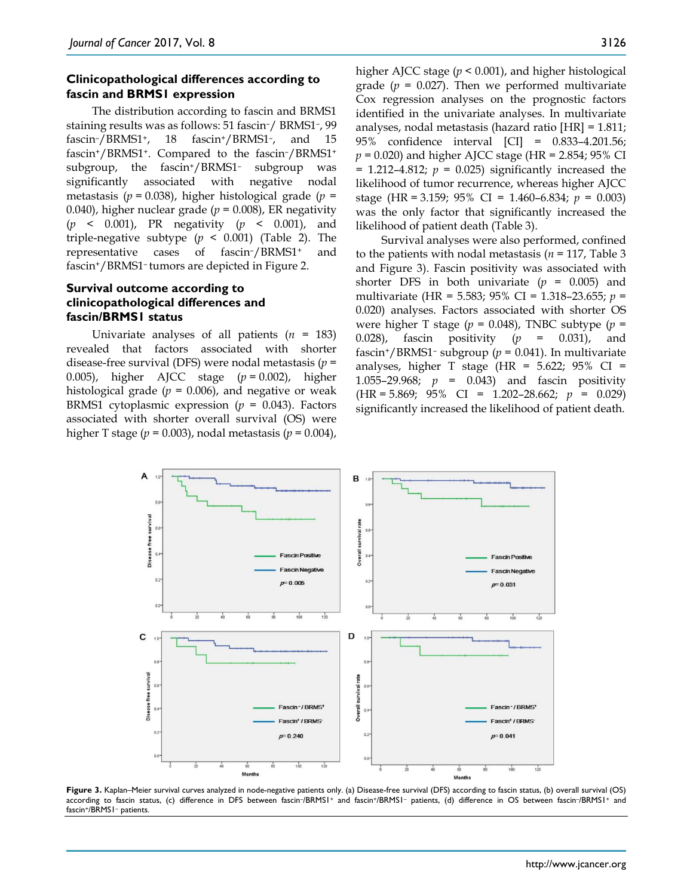### Clinicopathological differences according to fascin and BRMS1 expression

The distribution according to fascin and BRMS1 staining results was as follows: 51 fascin⁻/ BRMS1⁻, 99 fascin⁻/BRMS1⁺, 18 fascin⁺/BRMS1⁻, and 15 fascin⁺/BRMS1⁺. Compared to the fascin⁻/BRMS1⁺ subgroup, the fascin⁺/BRMS1⁻ subgroup was significantly associated with negative nodal metastasis ($p = 0.038$), higher histological grade ($p = 0.040$), higher nuclear grade ($p = 0.008$), ER negativity ($p < 0.001$), PR negativity ($p < 0.001$), and triple-negative subtype ($p < 0.001$) (Table 2). The representative cases of fascin⁻/BRMS1⁺ and fascin⁺/BRMS1⁻ tumors are depicted in Figure 2.

### Survival outcome according to clinicopathological differences and fascin/BRMS1 status

Univariate analyses of all patients ($n = 183$) revealed that factors associated with shorter disease-free survival (DFS) were nodal metastasis ($p = 0.005$), higher AJCC stage ($p = 0.002$), higher histological grade ($p = 0.006$), and negative or weak BRMS1 cytoplasmic expression ($p = 0.043$). Factors associated with shorter overall survival (OS) were higher T stage ($p = 0.003$), nodal metastasis ($p = 0.004$), higher AJCC stage ($p < 0.001$), and higher histological grade ($p = 0.027$). Then we performed multivariate Cox regression analyses on the prognostic factors identified in the univariate analyses. In multivariate analyses, nodal metastasis (hazard ratio [HR] = 1.811; 95% confidence interval [CI] = 0.833–4.201.56; $p = 0.020$) and higher AJCC stage (HR = 2.854; 95% CI = 1.212–4.812; $p = 0.025$) significantly increased the likelihood of tumor recurrence, whereas higher AJCC stage (HR = 3.159; 95% CI = 1.460–6.834; $p = 0.003$) was the only factor that significantly increased the likelihood of patient death (Table 3).

Survival analyses were also performed, confined to the patients with nodal metastasis ($n = 117$, Table 3 and Figure 3). Fascin positivity was associated with shorter DFS in both univariate ($p = 0.005$) and multivariate (HR = 5.583; 95% CI = 1.318–23.655; $p = 0.020$) analyses. Factors associated with shorter OS were higher T stage ($p = 0.048$), TNBC subtype ($p = 0.028$), fascin positivity ($p = 0.031$), and fascin⁺/BRMS1⁻ subgroup ($p = 0.041$). In multivariate analyses, higher T stage (HR = 5.622; 95% CI = 1.055–29.968; $p = 0.043$) and fascin positivity (HR = 5.869; 95% CI = 1.202–28.662; $p = 0.029$) significantly increased the likelihood of patient death.

**Figure 3.** Kaplan–Meier survival curves analyzed in node-negative patients only. (a) Disease-free survival (DFS) according to fascin status, (b) overall survival (OS) according to fascin status, (c) difference in DFS between fascin⁻/BRMS1⁺ and fascin⁺/BRMS1⁻ patients, (d) difference in OS between fascin⁻/BRMS1⁺ and fascin⁺/BRMS1⁻ patients.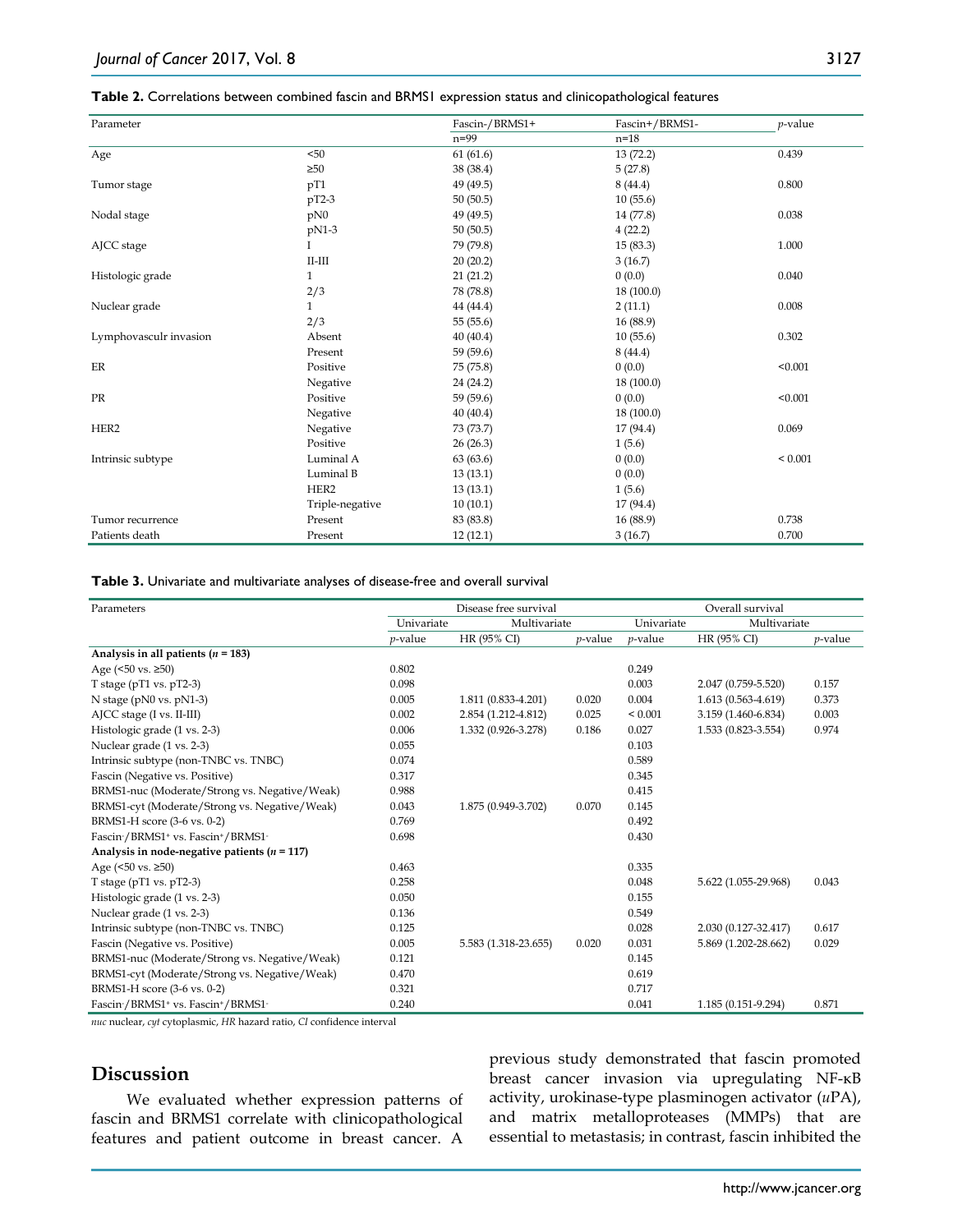**Table 2.** Correlations between combined fascin and BRMS1 expression status and clinicopathological features

| Parameter | | Fascin-/BRMS1+ | Fascin+/BRMS1- | *p*-value |
|---|---|---|---|---|
| | | n=99 | n=18 | |
| Age | <50 | 61 (61.6) | 13 (72.2) | 0.439 |
| | ≥50 | 38 (38.4) | 5 (27.8) | |
| Tumor stage | pT1 | 49 (49.5) | 8 (44.4) | 0.800 |
| | pT2-3 | 50 (50.5) | 10 (55.6) | |
| Nodal stage | pN0 | 49 (49.5) | 14 (77.8) | 0.038 |
| | pN1-3 | 50 (50.5) | 4 (22.2) | |
| AJCC stage | I | 79 (79.8) | 15 (83.3) | 1.000 |
| | II-III | 20 (20.2) | 3 (16.7) | |
| Histologic grade | 1 | 21 (21.2) | 0 (0.0) | 0.040 |
| | 2/3 | 78 (78.8) | 18 (100.0) | |
| Nuclear grade | 1 | 44 (44.4) | 2 (11.1) | 0.008 |
| | 2/3 | 55 (55.6) | 16 (88.9) | |
| Lymphovasculr invasion | Absent | 40 (40.4) | 10 (55.6) | 0.302 |
| | Present | 59 (59.6) | 8 (44.4) | |
| ER | Positive | 75 (75.8) | 0 (0.0) | <0.001 |
| | Negative | 24 (24.2) | 18 (100.0) | |
| PR | Positive | 59 (59.6) | 0 (0.0) | <0.001 |
| | Negative | 40 (40.4) | 18 (100.0) | |
| HER2 | Negative | 73 (73.7) | 17 (94.4) | 0.069 |
| | Positive | 26 (26.3) | 1 (5.6) | |
| Intrinsic subtype | Luminal A | 63 (63.6) | 0 (0.0) | < 0.001 |
| | Luminal B | 13 (13.1) | 0 (0.0) | |
| | HER2 | 13 (13.1) | 1 (5.6) | |
| | Triple-negative | 10 (10.1) | 17 (94.4) | |
| Tumor recurrence | Present | 83 (83.8) | 16 (88.9) | 0.738 |
| Patients death | Present | 12 (12.1) | 3 (16.7) | 0.700 |

**Table 3.** Univariate and multivariate analyses of disease-free and overall survival

| Parameters | Disease free survival | | | Overall survival | | |
|---|---|---|---|---|---|---|
| | Univariate | Multivariate | | Univariate | Multivariate | |
| | *p*-value | HR (95% CI) | *p*-value | *p*-value | HR (95% CI) | *p*-value |
| **Analysis in all patients (*n* = 183)** | | | | | | |
| Age (<50 vs. ≥50) | 0.802 | | | 0.249 | | |
| T stage (pT1 vs. pT2-3) | 0.098 | | | 0.003 | 2.047 (0.759-5.520) | 0.157 |
| N stage (pN0 vs. pN1-3) | 0.005 | 1.811 (0.833-4.201) | 0.020 | 0.004 | 1.613 (0.563-4.619) | 0.373 |
| AJCC stage (I vs. II-III) | 0.002 | 2.854 (1.212-4.812) | 0.025 | < 0.001 | 3.159 (1.460-6.834) | 0.003 |
| Histologic grade (1 vs. 2-3) | 0.006 | 1.332 (0.926-3.278) | 0.186 | 0.027 | 1.533 (0.823-3.554) | 0.974 |
| Nuclear grade (1 vs. 2-3) | 0.055 | | | 0.103 | | |
| Intrinsic subtype (non-TNBC vs. TNBC) | 0.074 | | | 0.589 | | |
| Fascin (Negative vs. Positive) | 0.317 | | | 0.345 | | |
| BRMS1-nuc (Moderate/Strong vs. Negative/Weak) | 0.988 | | | 0.415 | | |
| BRMS1-cyt (Moderate/Strong vs. Negative/Weak) | 0.043 | 1.875 (0.949-3.702) | 0.070 | 0.145 | | |
| BRMS1-H score (3-6 vs. 0-2) | 0.769 | | | 0.492 | | |
| Fascin-/BRMS1+ vs. Fascin+/BRMS1- | 0.698 | | | 0.430 | | |
| **Analysis in node-negative patients (*n* = 117)** | | | | | | |
| Age (<50 vs. ≥50) | 0.463 | | | 0.335 | | |
| T stage (pT1 vs. pT2-3) | 0.258 | | | 0.048 | 5.622 (1.055-29.968) | 0.043 |
| Histologic grade (1 vs. 2-3) | 0.050 | | | 0.155 | | |
| Nuclear grade (1 vs. 2-3) | 0.136 | | | 0.549 | | |
| Intrinsic subtype (non-TNBC vs. TNBC) | 0.125 | | | 0.028 | 2.030 (0.127-32.417) | 0.617 |
| Fascin (Negative vs. Positive) | 0.005 | 5.583 (1.318-23.655) | 0.020 | 0.031 | 5.869 (1.202-28.662) | 0.029 |
| BRMS1-nuc (Moderate/Strong vs. Negative/Weak) | 0.121 | | | 0.145 | | |
| BRMS1-cyt (Moderate/Strong vs. Negative/Weak) | 0.470 | | | 0.619 | | |
| BRMS1-H score (3-6 vs. 0-2) | 0.321 | | | 0.717 | | |
| Fascin-/BRMS1+ vs. Fascin+/BRMS1- | 0.240 | | | 0.041 | 1.185 (0.151-9.294) | 0.871 |

*nuc* nuclear, *cyt* cytoplasmic, *HR* hazard ratio, *CI* confidence interval

## Discussion

We evaluated whether expression patterns of fascin and BRMS1 correlate with clinicopathological features and patient outcome in breast cancer. A previous study demonstrated that fascin promoted breast cancer invasion via upregulating NF-κB activity, urokinase-type plasminogen activator (*u*PA), and matrix metalloproteases (MMPs) that are essential to metastasis; in contrast, fascin inhibited the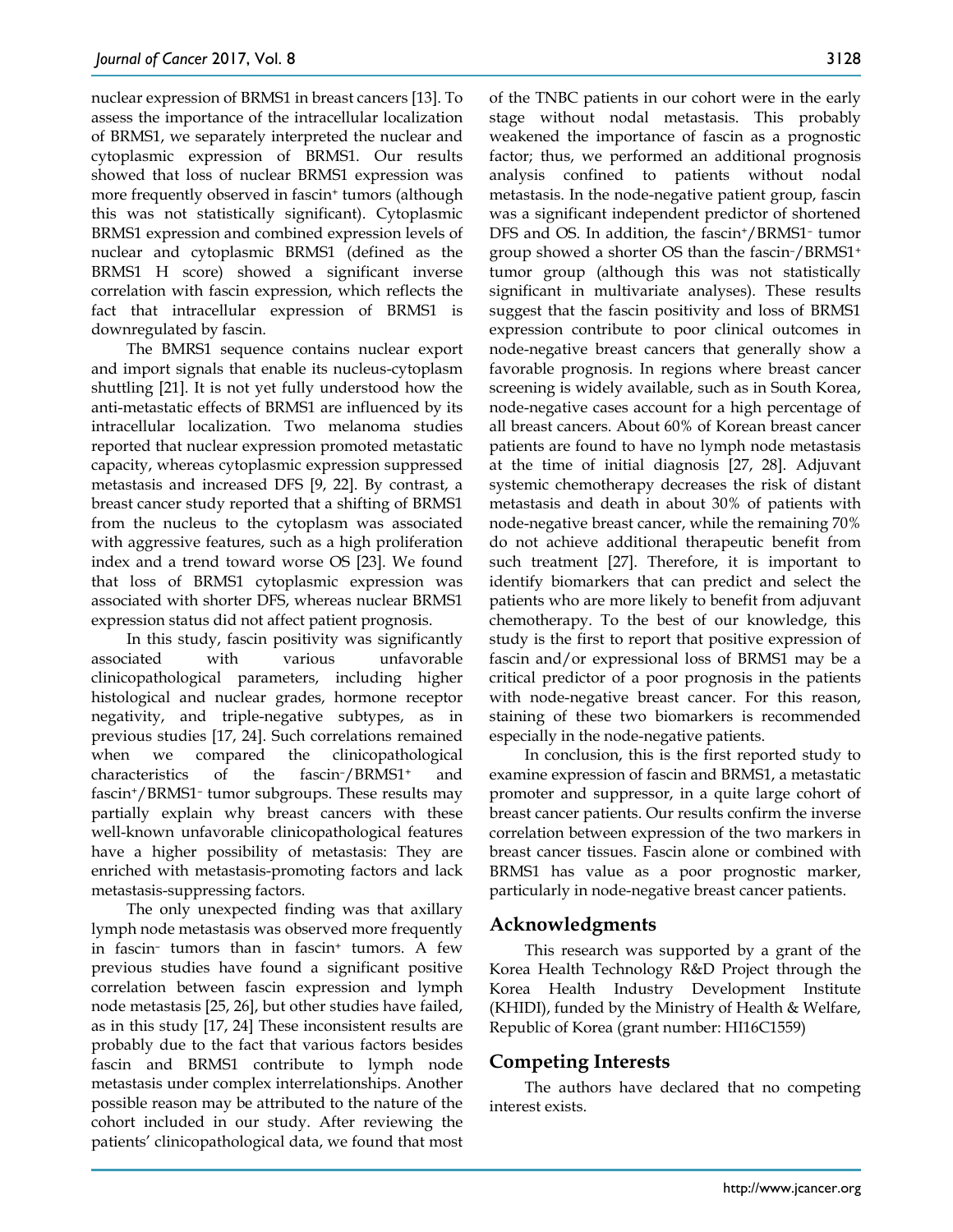nuclear expression of BRMS1 in breast cancers [13]. To assess the importance of the intracellular localization of BRMS1, we separately interpreted the nuclear and cytoplasmic expression of BRMS1. Our results showed that loss of nuclear BRMS1 expression was more frequently observed in fascin+ tumors (although this was not statistically significant). Cytoplasmic BRMS1 expression and combined expression levels of nuclear and cytoplasmic BRMS1 (defined as the BRMS1 H score) showed a significant inverse correlation with fascin expression, which reflects the fact that intracellular expression of BRMS1 is downregulated by fascin.

The BMRS1 sequence contains nuclear export and import signals that enable its nucleus-cytoplasm shuttling [21]. It is not yet fully understood how the anti-metastatic effects of BRMS1 are influenced by its intracellular localization. Two melanoma studies reported that nuclear expression promoted metastatic capacity, whereas cytoplasmic expression suppressed metastasis and increased DFS [9, 22]. By contrast, a breast cancer study reported that a shifting of BRMS1 from the nucleus to the cytoplasm was associated with aggressive features, such as a high proliferation index and a trend toward worse OS [23]. We found that loss of BRMS1 cytoplasmic expression was associated with shorter DFS, whereas nuclear BRMS1 expression status did not affect patient prognosis.

In this study, fascin positivity was significantly associated with various unfavorable clinicopathological parameters, including higher histological and nuclear grades, hormone receptor negativity, and triple-negative subtypes, as in previous studies [17, 24]. Such correlations remained when we compared the clinicopathological characteristics of the fascin-/BRMS1+ and fascin+/BRMS1- tumor subgroups. These results may partially explain why breast cancers with these well-known unfavorable clinicopathological features have a higher possibility of metastasis: They are enriched with metastasis-promoting factors and lack metastasis-suppressing factors.

The only unexpected finding was that axillary lymph node metastasis was observed more frequently in fascin- tumors than in fascin+ tumors. A few previous studies have found a significant positive correlation between fascin expression and lymph node metastasis [25, 26], but other studies have failed, as in this study [17, 24] These inconsistent results are probably due to the fact that various factors besides fascin and BRMS1 contribute to lymph node metastasis under complex interrelationships. Another possible reason may be attributed to the nature of the cohort included in our study. After reviewing the patients' clinicopathological data, we found that most of the TNBC patients in our cohort were in the early stage without nodal metastasis. This probably weakened the importance of fascin as a prognostic factor; thus, we performed an additional prognosis analysis confined to patients without nodal metastasis. In the node-negative patient group, fascin was a significant independent predictor of shortened DFS and OS. In addition, the fascin+/BRMS1- tumor group showed a shorter OS than the fascin-/BRMS1+ tumor group (although this was not statistically significant in multivariate analyses). These results suggest that the fascin positivity and loss of BRMS1 expression contribute to poor clinical outcomes in node-negative breast cancers that generally show a favorable prognosis. In regions where breast cancer screening is widely available, such as in South Korea, node-negative cases account for a high percentage of all breast cancers. About 60% of Korean breast cancer patients are found to have no lymph node metastasis at the time of initial diagnosis [27, 28]. Adjuvant systemic chemotherapy decreases the risk of distant metastasis and death in about 30% of patients with node-negative breast cancer, while the remaining 70% do not achieve additional therapeutic benefit from such treatment [27]. Therefore, it is important to identify biomarkers that can predict and select the patients who are more likely to benefit from adjuvant chemotherapy. To the best of our knowledge, this study is the first to report that positive expression of fascin and/or expressional loss of BRMS1 may be a critical predictor of a poor prognosis in the patients with node-negative breast cancer. For this reason, staining of these two biomarkers is recommended especially in the node-negative patients.

In conclusion, this is the first reported study to examine expression of fascin and BRMS1, a metastatic promoter and suppressor, in a quite large cohort of breast cancer patients. Our results confirm the inverse correlation between expression of the two markers in breast cancer tissues. Fascin alone or combined with BRMS1 has value as a poor prognostic marker, particularly in node-negative breast cancer patients.

## Acknowledgments

This research was supported by a grant of the Korea Health Technology R&D Project through the Korea Health Industry Development Institute (KHIDI), funded by the Ministry of Health & Welfare, Republic of Korea (grant number: HI16C1559)

## Competing Interests

The authors have declared that no competing interest exists.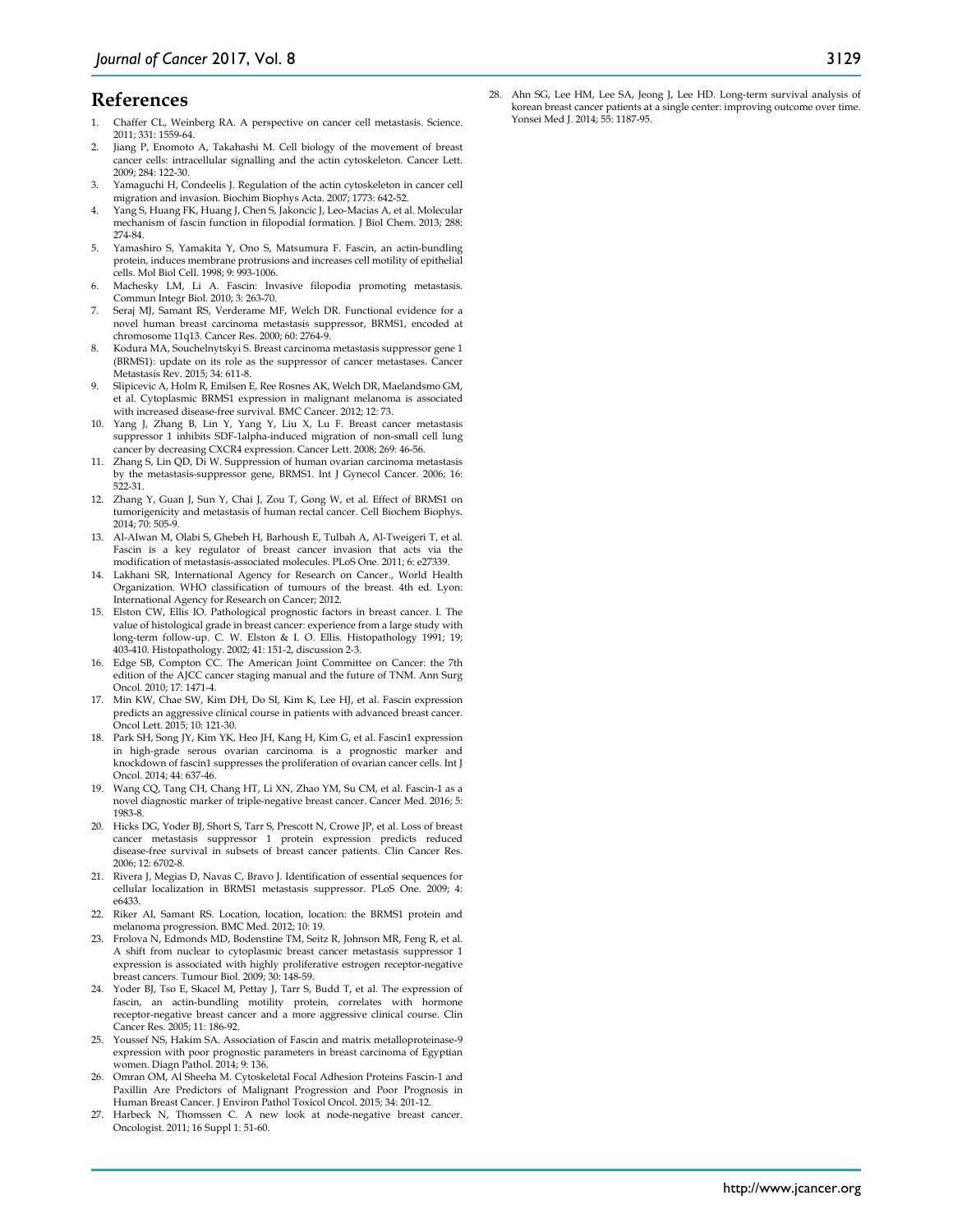## References

1. Chaffer CL, Weinberg RA. A perspective on cancer cell metastasis. Science. 2011; 331: 1559-64.
2. Jiang P, Enomoto A, Takahashi M. Cell biology of the movement of breast cancer cells: intracellular signalling and the actin cytoskeleton. Cancer Lett. 2009; 284: 122-30.
3. Yamaguchi H, Condeelis J. Regulation of the actin cytoskeleton in cancer cell migration and invasion. Biochim Biophys Acta. 2007; 1773: 642-52.
4. Yang S, Huang FK, Huang J, Chen S, Jakoncic J, Leo-Macias A, et al. Molecular mechanism of fascin function in filopodial formation. J Biol Chem. 2013; 288: 274-84.
5. Yamashiro S, Yamakita Y, Ono S, Matsumura F. Fascin, an actin-bundling protein, induces membrane protrusions and increases cell motility of epithelial cells. Mol Biol Cell. 1998; 9: 993-1006.
6. Machesky LM, Li A. Fascin: Invasive filopodia promoting metastasis. Commun Integr Biol. 2010; 3: 263-70.
7. Seraj MJ, Samant RS, Verderame MF, Welch DR. Functional evidence for a novel human breast carcinoma metastasis suppressor, BRMS1, encoded at chromosome 11q13. Cancer Res. 2000; 60: 2764-9.
8. Kodura MA, Souchelnytskyi S. Breast carcinoma metastasis suppressor gene 1 (BRMS1): update on its role as the suppressor of cancer metastases. Cancer Metastasis Rev. 2015; 34: 611-8.
9. Slipicevic A, Holm R, Emilsen E, Ree Rosnes AK, Welch DR, Maelandsmo GM, et al. Cytoplasmic BRMS1 expression in malignant melanoma is associated with increased disease-free survival. BMC Cancer. 2012; 12: 73.
10. Yang J, Zhang B, Lin Y, Yang Y, Liu X, Lu F. Breast cancer metastasis suppressor 1 inhibits SDF-1alpha-induced migration of non-small cell lung cancer by decreasing CXCR4 expression. Cancer Lett. 2008; 269: 46-56.
11. Zhang S, Lin QD, Di W. Suppression of human ovarian carcinoma metastasis by the metastasis-suppressor gene, BRMS1. Int J Gynecol Cancer. 2006; 16: 522-31.
12. Zhang Y, Guan J, Sun Y, Chai J, Zou T, Gong W, et al. Effect of BRMS1 on tumorigenicity and metastasis of human rectal cancer. Cell Biochem Biophys. 2014; 70: 505-9.
13. Al-Alwan M, Olabi S, Ghebeh H, Barhoush E, Tulbah A, Al-Tweigeri T, et al. Fascin is a key regulator of breast cancer invasion that acts via the modification of metastasis-associated molecules. PLoS One. 2011; 6: e27339.
14. Lakhani SR, International Agency for Research on Cancer., World Health Organization. WHO classification of tumours of the breast. 4th ed. Lyon: International Agency for Research on Cancer; 2012.
15. Elston CW, Ellis IO. Pathological prognostic factors in breast cancer. I. The value of histological grade in breast cancer: experience from a large study with long-term follow-up. C. W. Elston & I. O. Ellis. Histopathology 1991; 19; 403-410. Histopathology. 2002; 41: 151-2, discussion 2-3.
16. Edge SB, Compton CC. The American Joint Committee on Cancer: the 7th edition of the AJCC cancer staging manual and the future of TNM. Ann Surg Oncol. 2010; 17: 1471-4.
17. Min KW, Chae SW, Kim DH, Do SI, Kim K, Lee HJ, et al. Fascin expression predicts an aggressive clinical course in patients with advanced breast cancer. Oncol Lett. 2015; 10: 121-30.
18. Park SH, Song JY, Kim YK, Heo JH, Kang H, Kim G, et al. Fascin1 expression in high-grade serous ovarian carcinoma is a prognostic marker and knockdown of fascin1 suppresses the proliferation of ovarian cancer cells. Int J Oncol. 2014; 44: 637-46.
19. Wang CQ, Tang CH, Chang HT, Li XN, Zhao YM, Su CM, et al. Fascin-1 as a novel diagnostic marker of triple-negative breast cancer. Cancer Med. 2016; 5: 1983-8.
20. Hicks DG, Yoder BJ, Short S, Tarr S, Prescott N, Crowe JP, et al. Loss of breast cancer metastasis suppressor 1 protein expression predicts reduced disease-free survival in subsets of breast cancer patients. Clin Cancer Res. 2006; 12: 6702-8.
21. Rivera J, Megias D, Navas C, Bravo J. Identification of essential sequences for cellular localization in BRMS1 metastasis suppressor. PLoS One. 2009; 4: e6433.
22. Riker AI, Samant RS. Location, location, location: the BRMS1 protein and melanoma progression. BMC Med. 2012; 10: 19.
23. Frolova N, Edmonds MD, Bodenstine TM, Seitz R, Johnson MR, Feng R, et al. A shift from nuclear to cytoplasmic breast cancer metastasis suppressor 1 expression is associated with highly proliferative estrogen receptor-negative breast cancers. Tumour Biol. 2009; 30: 148-59.
24. Yoder BJ, Tso E, Skacel M, Pettay J, Tarr S, Budd T, et al. The expression of fascin, an actin-bundling motility protein, correlates with hormone receptor-negative breast cancer and a more aggressive clinical course. Clin Cancer Res. 2005; 11: 186-92.
25. Youssef NS, Hakim SA. Association of Fascin and matrix metalloproteinase-9 expression with poor prognostic parameters in breast carcinoma of Egyptian women. Diagn Pathol. 2014; 9: 136.
26. Omran OM, Al Sheeha M. Cytoskeletal Focal Adhesion Proteins Fascin-1 and Paxillin Are Predictors of Malignant Progression and Poor Prognosis in Human Breast Cancer. J Environ Pathol Toxicol Oncol. 2015; 34: 201-12.
27. Harbeck N, Thomssen C. A new look at node-negative breast cancer. Oncologist. 2011; 16 Suppl 1: 51-60.
28. Ahn SG, Lee HM, Lee SA, Jeong J, Lee HD. Long-term survival analysis of korean breast cancer patients at a single center: improving outcome over time. Yonsei Med J. 2014; 55: 1187-95.